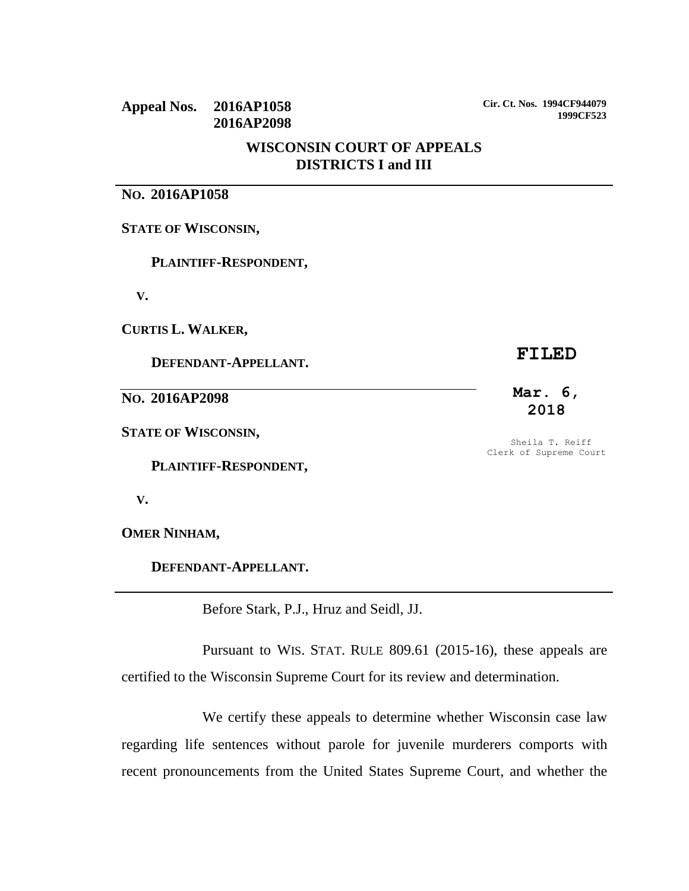**Appeal Nos. 2016AP1058**
**2016AP2098**

**Cir. Ct. Nos. 1994CF944079**
**1999CF523**

**WISCONSIN COURT OF APPEALS**
**DISTRICTS I and III**

---

**NO. 2016AP1058**

**STATE OF WISCONSIN,**

**PLAINTIFF-RESPONDENT,**

**V.**

**CURTIS L. WALKER,**

**DEFENDANT-APPELLANT.**

---

**FILED**

**Mar. 6, 2018**

Sheila T. Reiff
Clerk of Supreme Court

**NO. 2016AP2098**

**STATE OF WISCONSIN,**

**PLAINTIFF-RESPONDENT,**

**V.**

**OMER NINHAM,**

**DEFENDANT-APPELLANT.**

---

Before Stark, P.J., Hruz and Seidl, JJ.

Pursuant to WIS. STAT. RULE 809.61 (2015-16), these appeals are certified to the Wisconsin Supreme Court for its review and determination.

We certify these appeals to determine whether Wisconsin case law regarding life sentences without parole for juvenile murderers comports with recent pronouncements from the United States Supreme Court, and whether the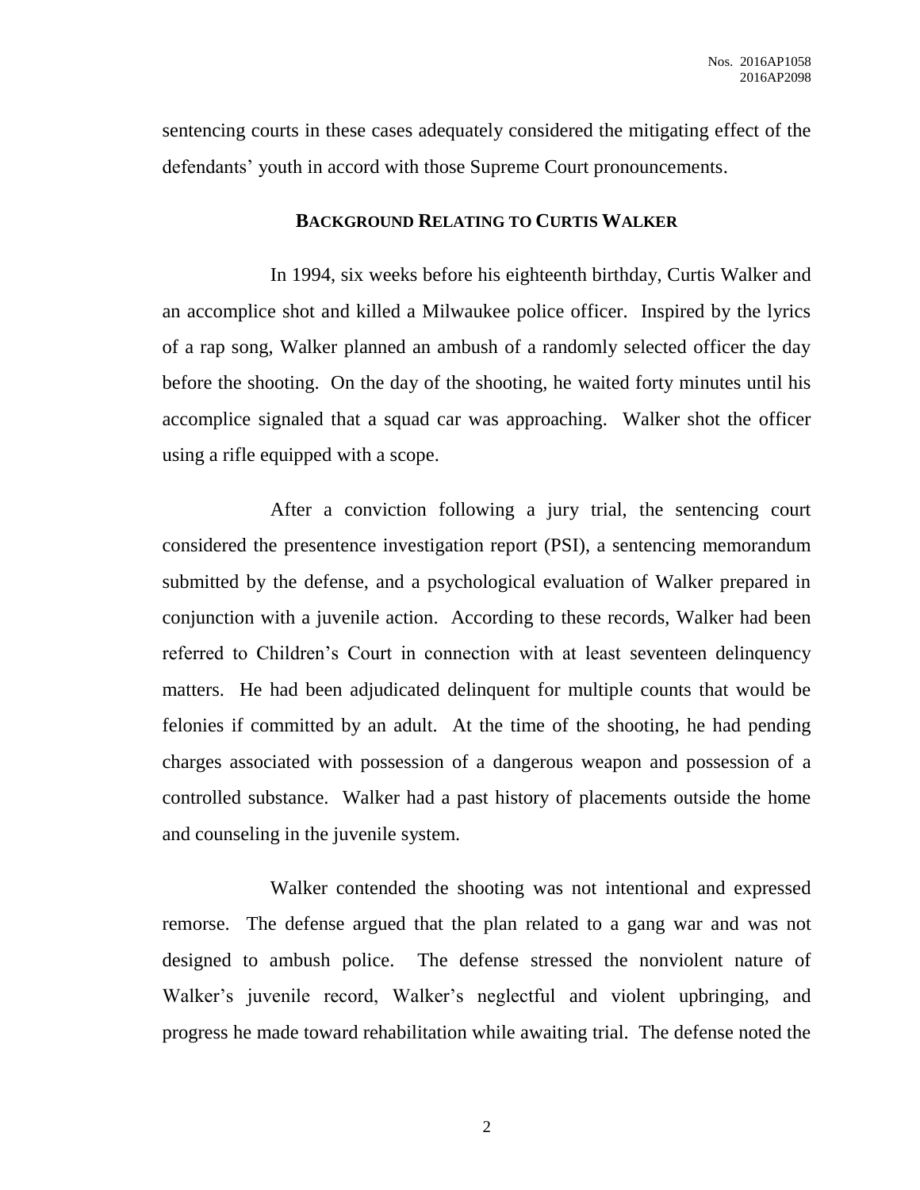sentencing courts in these cases adequately considered the mitigating effect of the defendants' youth in accord with those Supreme Court pronouncements.

## BACKGROUND RELATING TO CURTIS WALKER

In 1994, six weeks before his eighteenth birthday, Curtis Walker and an accomplice shot and killed a Milwaukee police officer. Inspired by the lyrics of a rap song, Walker planned an ambush of a randomly selected officer the day before the shooting. On the day of the shooting, he waited forty minutes until his accomplice signaled that a squad car was approaching. Walker shot the officer using a rifle equipped with a scope.

After a conviction following a jury trial, the sentencing court considered the presentence investigation report (PSI), a sentencing memorandum submitted by the defense, and a psychological evaluation of Walker prepared in conjunction with a juvenile action. According to these records, Walker had been referred to Children's Court in connection with at least seventeen delinquency matters. He had been adjudicated delinquent for multiple counts that would be felonies if committed by an adult. At the time of the shooting, he had pending charges associated with possession of a dangerous weapon and possession of a controlled substance. Walker had a past history of placements outside the home and counseling in the juvenile system.

Walker contended the shooting was not intentional and expressed remorse. The defense argued that the plan related to a gang war and was not designed to ambush police. The defense stressed the nonviolent nature of Walker's juvenile record, Walker's neglectful and violent upbringing, and progress he made toward rehabilitation while awaiting trial. The defense noted the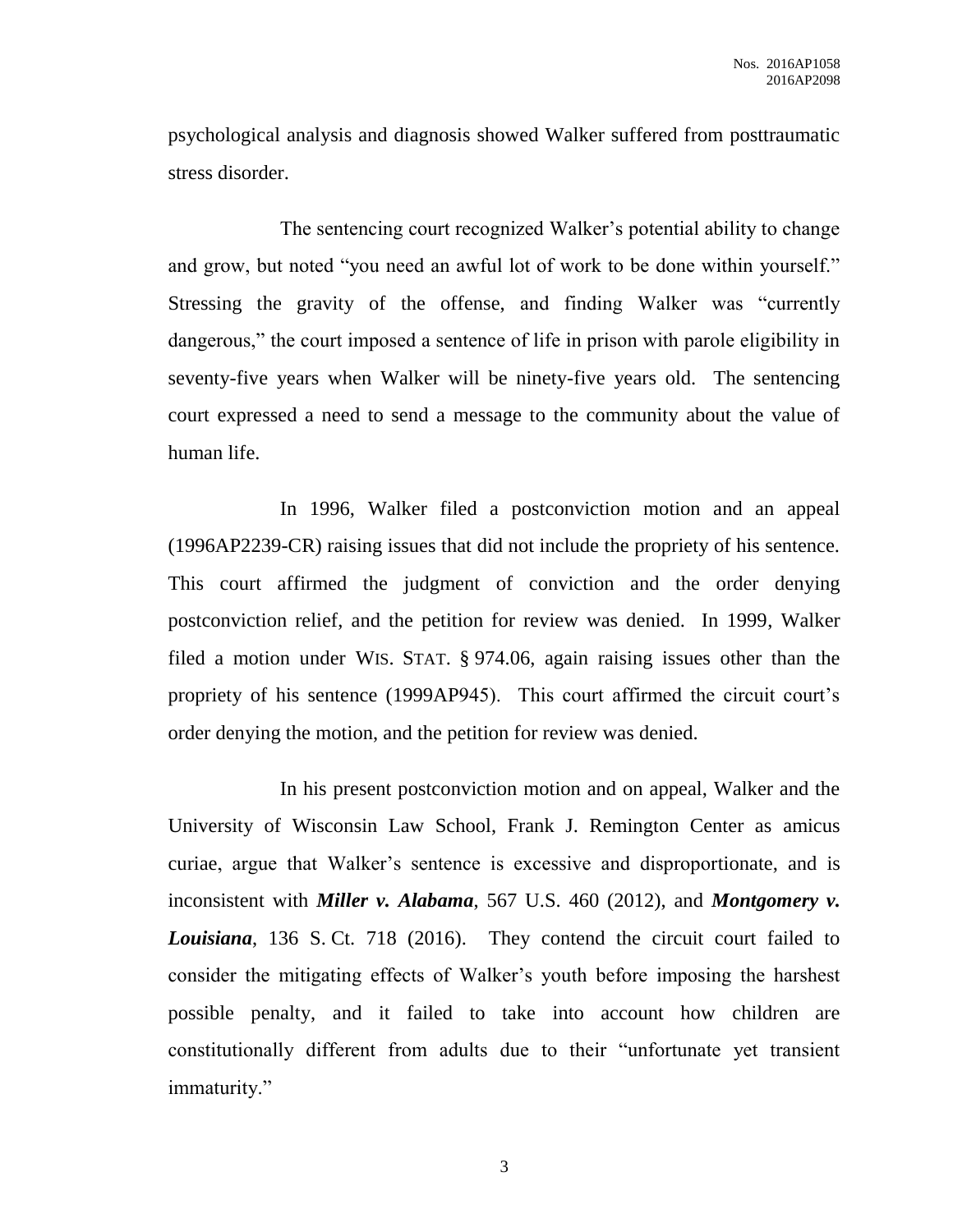psychological analysis and diagnosis showed Walker suffered from posttraumatic stress disorder.

The sentencing court recognized Walker's potential ability to change and grow, but noted "you need an awful lot of work to be done within yourself." Stressing the gravity of the offense, and finding Walker was "currently dangerous," the court imposed a sentence of life in prison with parole eligibility in seventy-five years when Walker will be ninety-five years old. The sentencing court expressed a need to send a message to the community about the value of human life.

In 1996, Walker filed a postconviction motion and an appeal (1996AP2239-CR) raising issues that did not include the propriety of his sentence. This court affirmed the judgment of conviction and the order denying postconviction relief, and the petition for review was denied. In 1999, Walker filed a motion under WIS. STAT. § 974.06, again raising issues other than the propriety of his sentence (1999AP945). This court affirmed the circuit court's order denying the motion, and the petition for review was denied.

In his present postconviction motion and on appeal, Walker and the University of Wisconsin Law School, Frank J. Remington Center as amicus curiae, argue that Walker's sentence is excessive and disproportionate, and is inconsistent with ***Miller v. Alabama***, 567 U.S. 460 (2012), and ***Montgomery v. Louisiana***, 136 S. Ct. 718 (2016). They contend the circuit court failed to consider the mitigating effects of Walker's youth before imposing the harshest possible penalty, and it failed to take into account how children are constitutionally different from adults due to their "unfortunate yet transient immaturity."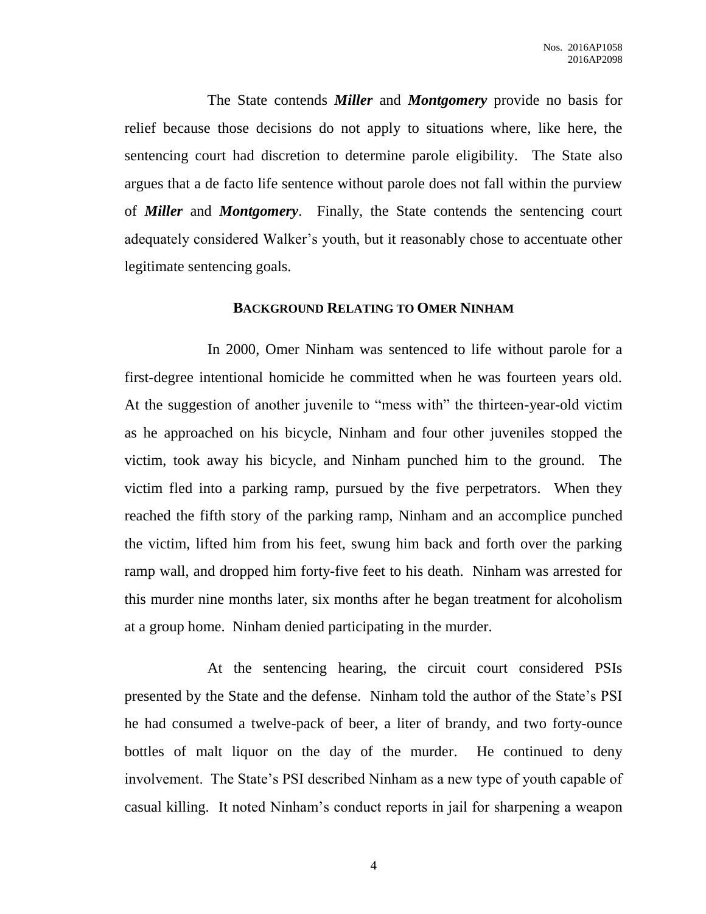The State contends ***Miller*** and ***Montgomery*** provide no basis for relief because those decisions do not apply to situations where, like here, the sentencing court had discretion to determine parole eligibility. The State also argues that a de facto life sentence without parole does not fall within the purview of ***Miller*** and ***Montgomery***. Finally, the State contends the sentencing court adequately considered Walker's youth, but it reasonably chose to accentuate other legitimate sentencing goals.

## BACKGROUND RELATING TO OMER NINHAM

In 2000, Omer Ninham was sentenced to life without parole for a first-degree intentional homicide he committed when he was fourteen years old. At the suggestion of another juvenile to "mess with" the thirteen-year-old victim as he approached on his bicycle, Ninham and four other juveniles stopped the victim, took away his bicycle, and Ninham punched him to the ground. The victim fled into a parking ramp, pursued by the five perpetrators. When they reached the fifth story of the parking ramp, Ninham and an accomplice punched the victim, lifted him from his feet, swung him back and forth over the parking ramp wall, and dropped him forty-five feet to his death. Ninham was arrested for this murder nine months later, six months after he began treatment for alcoholism at a group home. Ninham denied participating in the murder.

At the sentencing hearing, the circuit court considered PSIs presented by the State and the defense. Ninham told the author of the State's PSI he had consumed a twelve-pack of beer, a liter of brandy, and two forty-ounce bottles of malt liquor on the day of the murder. He continued to deny involvement. The State's PSI described Ninham as a new type of youth capable of casual killing. It noted Ninham's conduct reports in jail for sharpening a weapon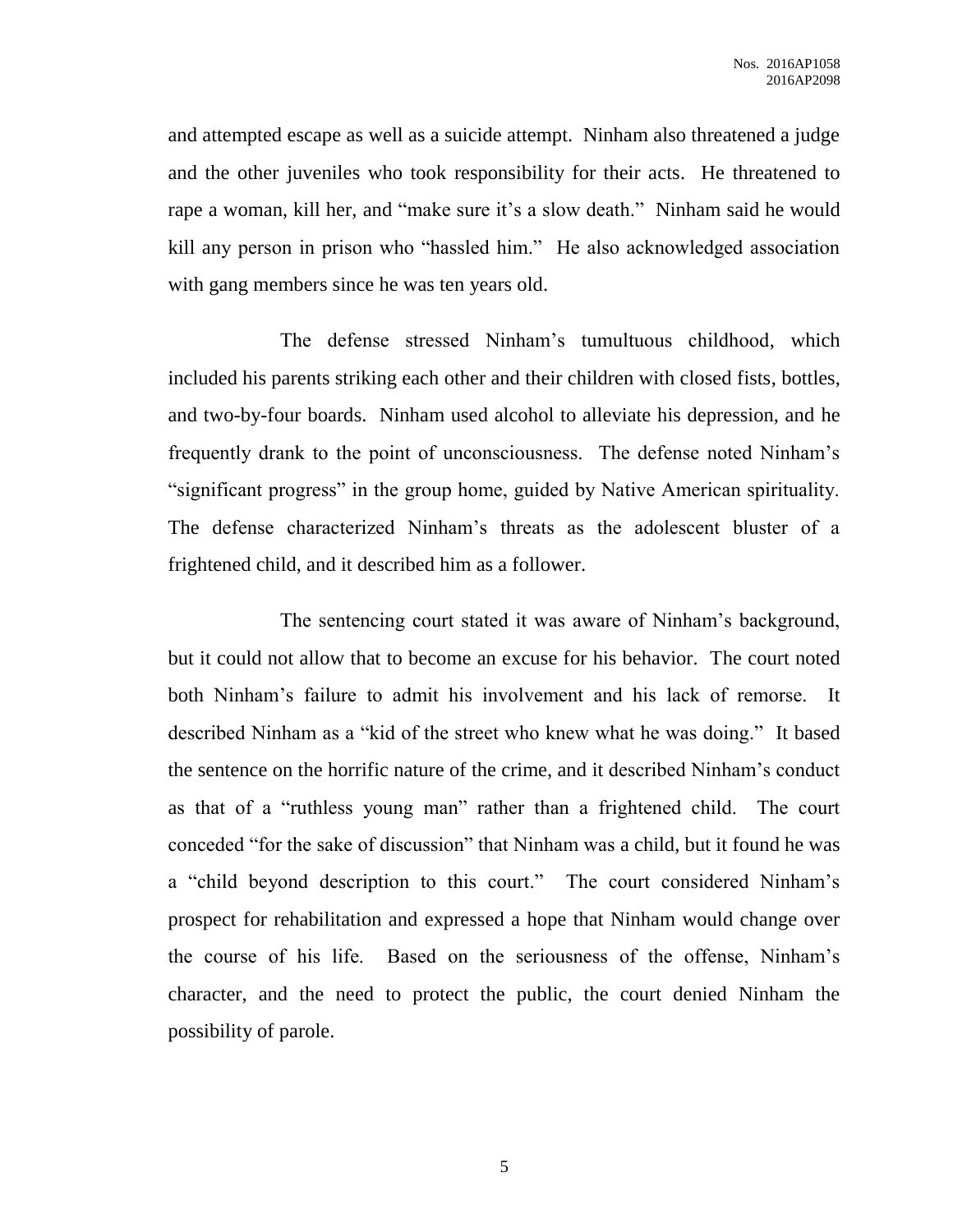and attempted escape as well as a suicide attempt. Ninham also threatened a judge and the other juveniles who took responsibility for their acts. He threatened to rape a woman, kill her, and "make sure it's a slow death." Ninham said he would kill any person in prison who "hassled him." He also acknowledged association with gang members since he was ten years old.

The defense stressed Ninham's tumultuous childhood, which included his parents striking each other and their children with closed fists, bottles, and two-by-four boards. Ninham used alcohol to alleviate his depression, and he frequently drank to the point of unconsciousness. The defense noted Ninham's "significant progress" in the group home, guided by Native American spirituality. The defense characterized Ninham's threats as the adolescent bluster of a frightened child, and it described him as a follower.

The sentencing court stated it was aware of Ninham's background, but it could not allow that to become an excuse for his behavior. The court noted both Ninham's failure to admit his involvement and his lack of remorse. It described Ninham as a "kid of the street who knew what he was doing." It based the sentence on the horrific nature of the crime, and it described Ninham's conduct as that of a "ruthless young man" rather than a frightened child. The court conceded "for the sake of discussion" that Ninham was a child, but it found he was a "child beyond description to this court." The court considered Ninham's prospect for rehabilitation and expressed a hope that Ninham would change over the course of his life. Based on the seriousness of the offense, Ninham's character, and the need to protect the public, the court denied Ninham the possibility of parole.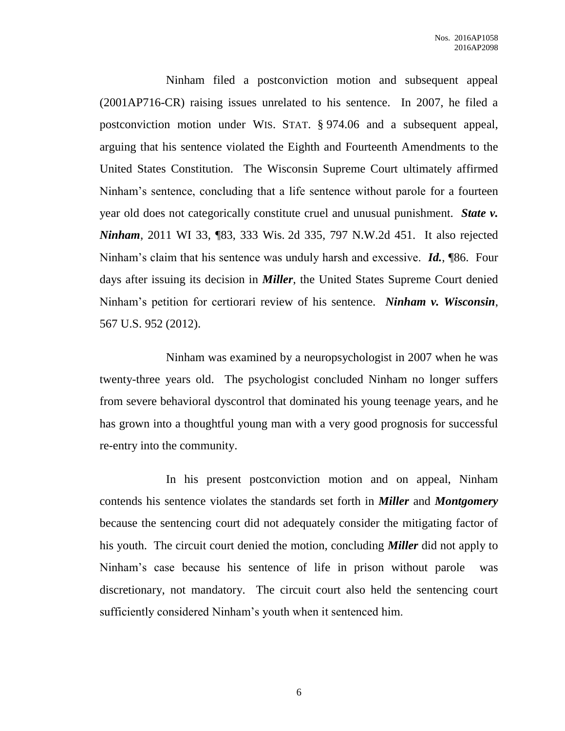Ninham filed a postconviction motion and subsequent appeal (2001AP716-CR) raising issues unrelated to his sentence. In 2007, he filed a postconviction motion under WIS. STAT. § 974.06 and a subsequent appeal, arguing that his sentence violated the Eighth and Fourteenth Amendments to the United States Constitution. The Wisconsin Supreme Court ultimately affirmed Ninham's sentence, concluding that a life sentence without parole for a fourteen year old does not categorically constitute cruel and unusual punishment. ***State v. Ninham***, 2011 WI 33, ¶83, 333 Wis. 2d 335, 797 N.W.2d 451. It also rejected Ninham's claim that his sentence was unduly harsh and excessive. ***Id.***, ¶86. Four days after issuing its decision in ***Miller***, the United States Supreme Court denied Ninham's petition for certiorari review of his sentence. ***Ninham v. Wisconsin***, 567 U.S. 952 (2012).

Ninham was examined by a neuropsychologist in 2007 when he was twenty-three years old. The psychologist concluded Ninham no longer suffers from severe behavioral dyscontrol that dominated his young teenage years, and he has grown into a thoughtful young man with a very good prognosis for successful re-entry into the community.

In his present postconviction motion and on appeal, Ninham contends his sentence violates the standards set forth in ***Miller*** and ***Montgomery*** because the sentencing court did not adequately consider the mitigating factor of his youth. The circuit court denied the motion, concluding ***Miller*** did not apply to Ninham's case because his sentence of life in prison without parole was discretionary, not mandatory. The circuit court also held the sentencing court sufficiently considered Ninham's youth when it sentenced him.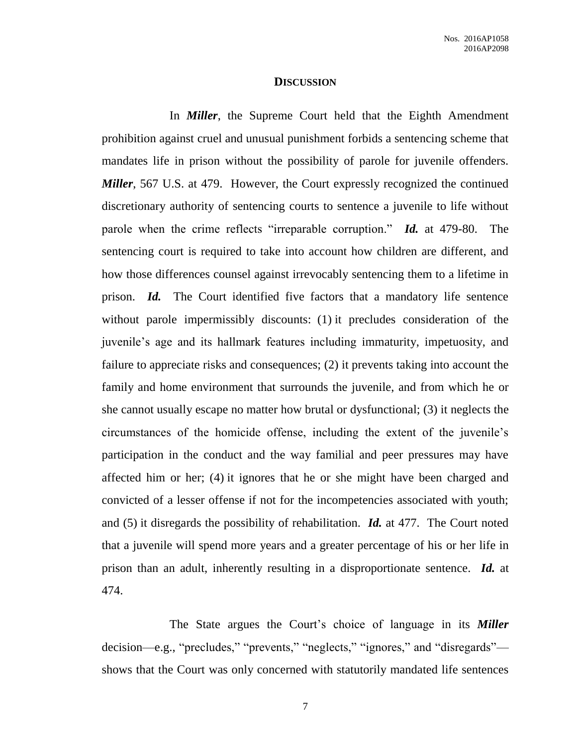## DISCUSSION

In ***Miller***, the Supreme Court held that the Eighth Amendment prohibition against cruel and unusual punishment forbids a sentencing scheme that mandates life in prison without the possibility of parole for juvenile offenders. ***Miller***, 567 U.S. at 479. However, the Court expressly recognized the continued discretionary authority of sentencing courts to sentence a juvenile to life without parole when the crime reflects "irreparable corruption." ***Id.*** at 479-80. The sentencing court is required to take into account how children are different, and how those differences counsel against irrevocably sentencing them to a lifetime in prison. ***Id.*** The Court identified five factors that a mandatory life sentence without parole impermissibly discounts: (1) it precludes consideration of the juvenile's age and its hallmark features including immaturity, impetuosity, and failure to appreciate risks and consequences; (2) it prevents taking into account the family and home environment that surrounds the juvenile, and from which he or she cannot usually escape no matter how brutal or dysfunctional; (3) it neglects the circumstances of the homicide offense, including the extent of the juvenile's participation in the conduct and the way familial and peer pressures may have affected him or her; (4) it ignores that he or she might have been charged and convicted of a lesser offense if not for the incompetencies associated with youth; and (5) it disregards the possibility of rehabilitation. ***Id.*** at 477. The Court noted that a juvenile will spend more years and a greater percentage of his or her life in prison than an adult, inherently resulting in a disproportionate sentence. ***Id.*** at 474.

The State argues the Court's choice of language in its ***Miller*** decision—e.g., "precludes," "prevents," "neglects," "ignores," and "disregards"—shows that the Court was only concerned with statutorily mandated life sentences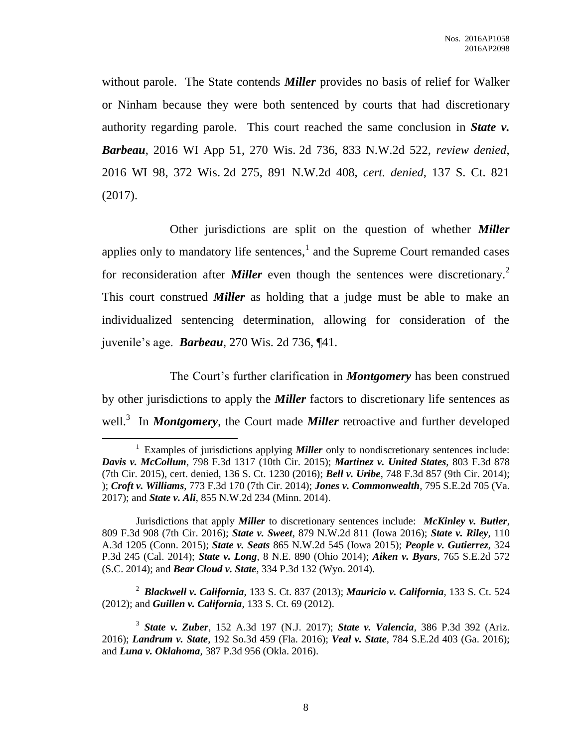without parole. The State contends ***Miller*** provides no basis of relief for Walker or Ninham because they were both sentenced by courts that had discretionary authority regarding parole. This court reached the same conclusion in ***State v. Barbeau***, 2016 WI App 51, 270 Wis. 2d 736, 833 N.W.2d 522, *review denied*, 2016 WI 98, 372 Wis. 2d 275, 891 N.W.2d 408, *cert. denied*, 137 S. Ct. 821 (2017).

Other jurisdictions are split on the question of whether ***Miller*** applies only to mandatory life sentences,[1] and the Supreme Court remanded cases for reconsideration after ***Miller*** even though the sentences were discretionary.[2] This court construed ***Miller*** as holding that a judge must be able to make an individualized sentencing determination, allowing for consideration of the juvenile's age. ***Barbeau***, 270 Wis. 2d 736, ¶41.

The Court's further clarification in ***Montgomery*** has been construed by other jurisdictions to apply the ***Miller*** factors to discretionary life sentences as well.[3] In ***Montgomery***, the Court made ***Miller*** retroactive and further developed

---

[1] Examples of jurisdictions applying ***Miller*** only to nondiscretionary sentences include: ***Davis v. McCollum***, 798 F.3d 1317 (10th Cir. 2015); ***Martinez v. United States***, 803 F.3d 878 (7th Cir. 2015), cert. denied, 136 S. Ct. 1230 (2016); ***Bell v. Uribe***, 748 F.3d 857 (9th Cir. 2014); ); ***Croft v. Williams***, 773 F.3d 170 (7th Cir. 2014); ***Jones v. Commonwealth***, 795 S.E.2d 705 (Va. 2017); and ***State v. Ali***, 855 N.W.2d 234 (Minn. 2014).

Jurisdictions that apply ***Miller*** to discretionary sentences include: ***McKinley v. Butler***, 809 F.3d 908 (7th Cir. 2016); ***State v. Sweet***, 879 N.W.2d 811 (Iowa 2016); ***State v. Riley***, 110 A.3d 1205 (Conn. 2015); ***State v. Seats*** 865 N.W.2d 545 (Iowa 2015); ***People v. Gutierrez***, 324 P.3d 245 (Cal. 2014); ***State v. Long***, 8 N.E. 890 (Ohio 2014); ***Aiken v. Byars***, 765 S.E.2d 572 (S.C. 2014); and ***Bear Cloud v. State***, 334 P.3d 132 (Wyo. 2014).

[2] ***Blackwell v. California***, 133 S. Ct. 837 (2013); ***Mauricio v. California***, 133 S. Ct. 524 (2012); and ***Guillen v. California***, 133 S. Ct. 69 (2012).

[3] ***State v. Zuber***, 152 A.3d 197 (N.J. 2017); ***State v. Valencia***, 386 P.3d 392 (Ariz. 2016); ***Landrum v. State***, 192 So.3d 459 (Fla. 2016); ***Veal v. State***, 784 S.E.2d 403 (Ga. 2016); and ***Luna v. Oklahoma***, 387 P.3d 956 (Okla. 2016).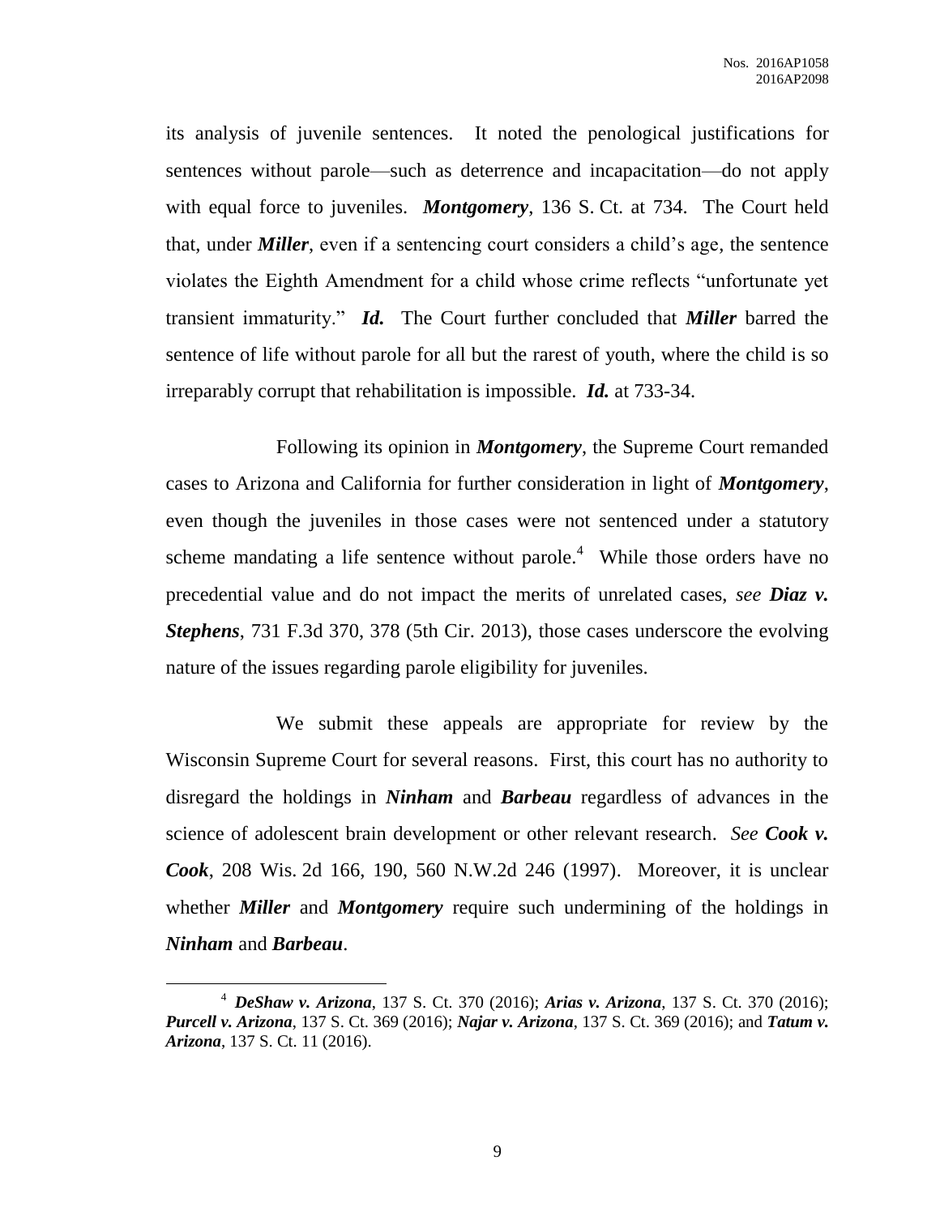its analysis of juvenile sentences. It noted the penological justifications for sentences without parole—such as deterrence and incapacitation—do not apply with equal force to juveniles. ***Montgomery***, 136 S. Ct. at 734. The Court held that, under ***Miller***, even if a sentencing court considers a child's age, the sentence violates the Eighth Amendment for a child whose crime reflects "unfortunate yet transient immaturity." ***Id.*** The Court further concluded that ***Miller*** barred the sentence of life without parole for all but the rarest of youth, where the child is so irreparably corrupt that rehabilitation is impossible. ***Id.*** at 733-34.

Following its opinion in ***Montgomery***, the Supreme Court remanded cases to Arizona and California for further consideration in light of ***Montgomery***, even though the juveniles in those cases were not sentenced under a statutory scheme mandating a life sentence without parole.[4] While those orders have no precedential value and do not impact the merits of unrelated cases, *see* ***Diaz v. Stephens***, 731 F.3d 370, 378 (5th Cir. 2013), those cases underscore the evolving nature of the issues regarding parole eligibility for juveniles.

We submit these appeals are appropriate for review by the Wisconsin Supreme Court for several reasons. First, this court has no authority to disregard the holdings in ***Ninham*** and ***Barbeau*** regardless of advances in the science of adolescent brain development or other relevant research. *See* ***Cook v. Cook***, 208 Wis. 2d 166, 190, 560 N.W.2d 246 (1997). Moreover, it is unclear whether ***Miller*** and ***Montgomery*** require such undermining of the holdings in ***Ninham*** and ***Barbeau***.

[4] ***DeShaw v. Arizona***, 137 S. Ct. 370 (2016); ***Arias v. Arizona***, 137 S. Ct. 370 (2016); ***Purcell v. Arizona***, 137 S. Ct. 369 (2016); ***Najar v. Arizona***, 137 S. Ct. 369 (2016); and ***Tatum v. Arizona***, 137 S. Ct. 11 (2016).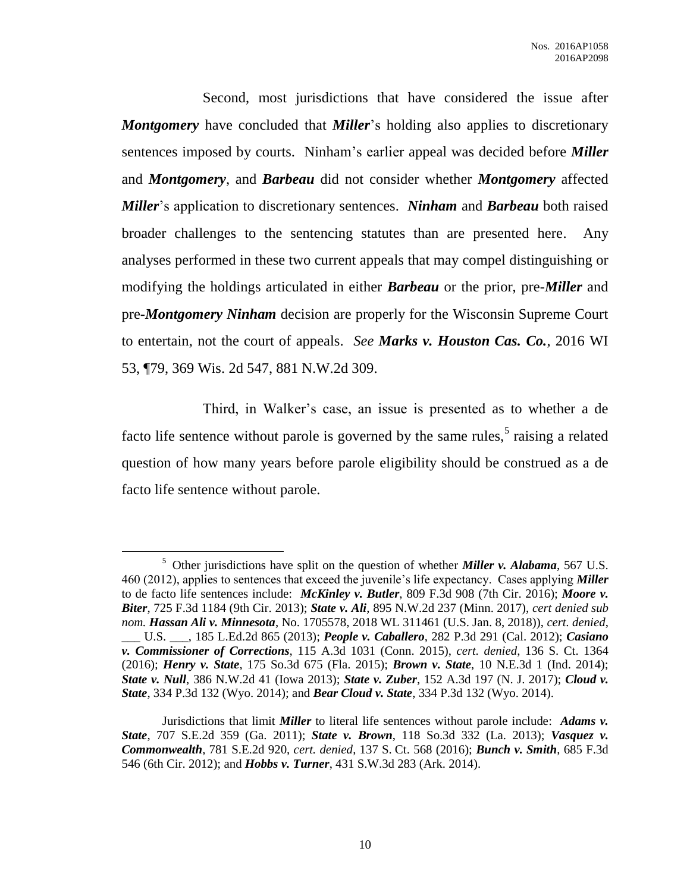Second, most jurisdictions that have considered the issue after ***Montgomery*** have concluded that ***Miller***'s holding also applies to discretionary sentences imposed by courts. Ninham's earlier appeal was decided before ***Miller*** and ***Montgomery***, and ***Barbeau*** did not consider whether ***Montgomery*** affected ***Miller***'s application to discretionary sentences. ***Ninham*** and ***Barbeau*** both raised broader challenges to the sentencing statutes than are presented here. Any analyses performed in these two current appeals that may compel distinguishing or modifying the holdings articulated in either ***Barbeau*** or the prior, pre-***Miller*** and pre-***Montgomery Ninham*** decision are properly for the Wisconsin Supreme Court to entertain, not the court of appeals. *See* ***Marks v. Houston Cas. Co.***, 2016 WI 53, ¶79, 369 Wis. 2d 547, 881 N.W.2d 309.

Third, in Walker's case, an issue is presented as to whether a de facto life sentence without parole is governed by the same rules,[5] raising a related question of how many years before parole eligibility should be construed as a de facto life sentence without parole.

---

[5] Other jurisdictions have split on the question of whether ***Miller v. Alabama***, 567 U.S. 460 (2012), applies to sentences that exceed the juvenile's life expectancy. Cases applying ***Miller*** to de facto life sentences include: ***McKinley v. Butler***, 809 F.3d 908 (7th Cir. 2016); ***Moore v. Biter***, 725 F.3d 1184 (9th Cir. 2013); ***State v. Ali***, 895 N.W.2d 237 (Minn. 2017), *cert denied sub nom.* ***Hassan Ali v. Minnesota***, No. 1705578, 2018 WL 311461 (U.S. Jan. 8, 2018)), *cert. denied*, ___ U.S. ___, 185 L.Ed.2d 865 (2013); ***People v. Caballero***, 282 P.3d 291 (Cal. 2012); ***Casiano v. Commissioner of Corrections***, 115 A.3d 1031 (Conn. 2015), *cert. denied*, 136 S. Ct. 1364 (2016); ***Henry v. State***, 175 So.3d 675 (Fla. 2015); ***Brown v. State***, 10 N.E.3d 1 (Ind. 2014); ***State v. Null***, 386 N.W.2d 41 (Iowa 2013); ***State v. Zuber***, 152 A.3d 197 (N. J. 2017); ***Cloud v. State***, 334 P.3d 132 (Wyo. 2014); and ***Bear Cloud v. State***, 334 P.3d 132 (Wyo. 2014).

Jurisdictions that limit ***Miller*** to literal life sentences without parole include: ***Adams v. State***, 707 S.E.2d 359 (Ga. 2011); ***State v. Brown***, 118 So.3d 332 (La. 2013); ***Vasquez v. Commonwealth***, 781 S.E.2d 920, *cert. denied*, 137 S. Ct. 568 (2016); ***Bunch v. Smith***, 685 F.3d 546 (6th Cir. 2012); and ***Hobbs v. Turner***, 431 S.W.3d 283 (Ark. 2014).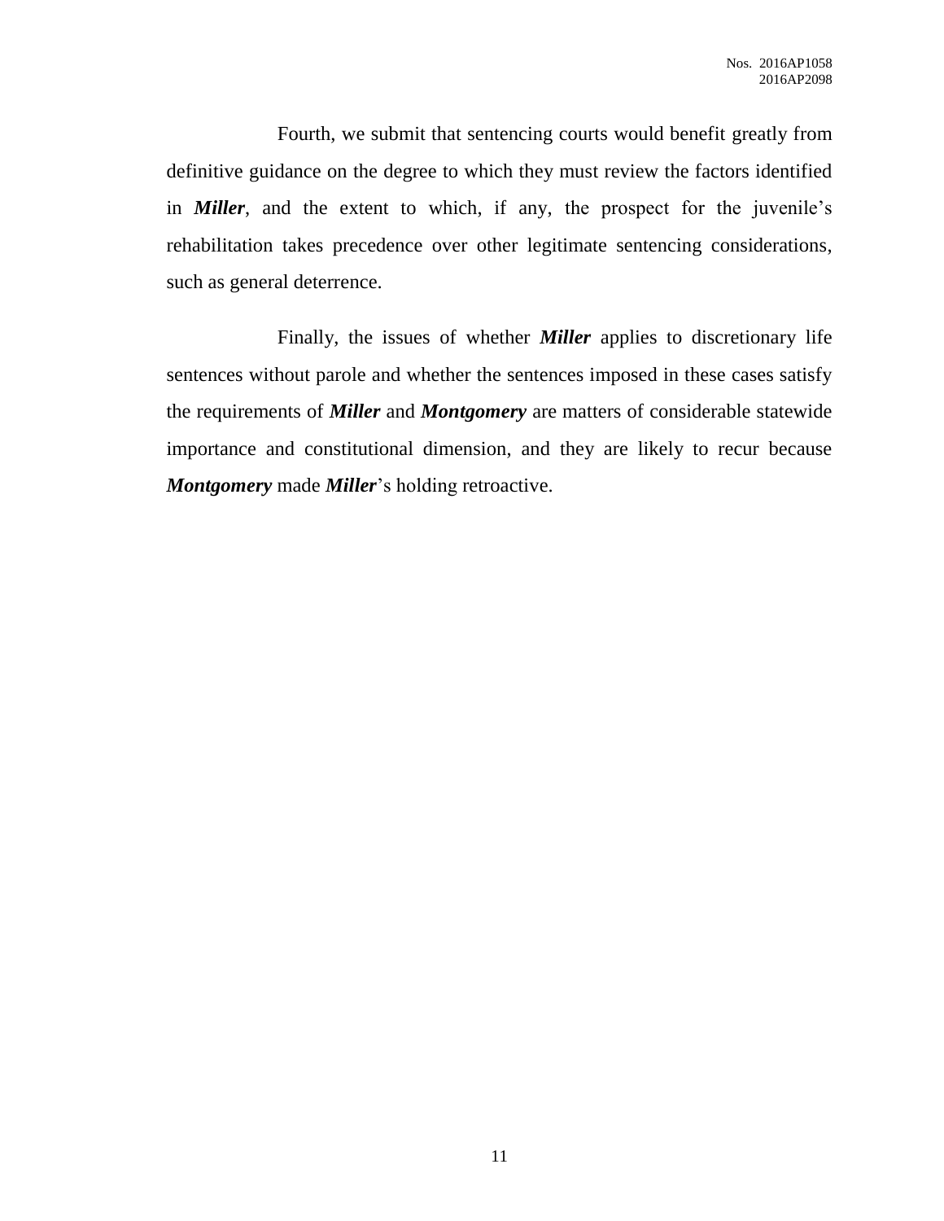Fourth, we submit that sentencing courts would benefit greatly from definitive guidance on the degree to which they must review the factors identified in ***Miller***, and the extent to which, if any, the prospect for the juvenile's rehabilitation takes precedence over other legitimate sentencing considerations, such as general deterrence.

Finally, the issues of whether ***Miller*** applies to discretionary life sentences without parole and whether the sentences imposed in these cases satisfy the requirements of ***Miller*** and ***Montgomery*** are matters of considerable statewide importance and constitutional dimension, and they are likely to recur because ***Montgomery*** made ***Miller***'s holding retroactive.